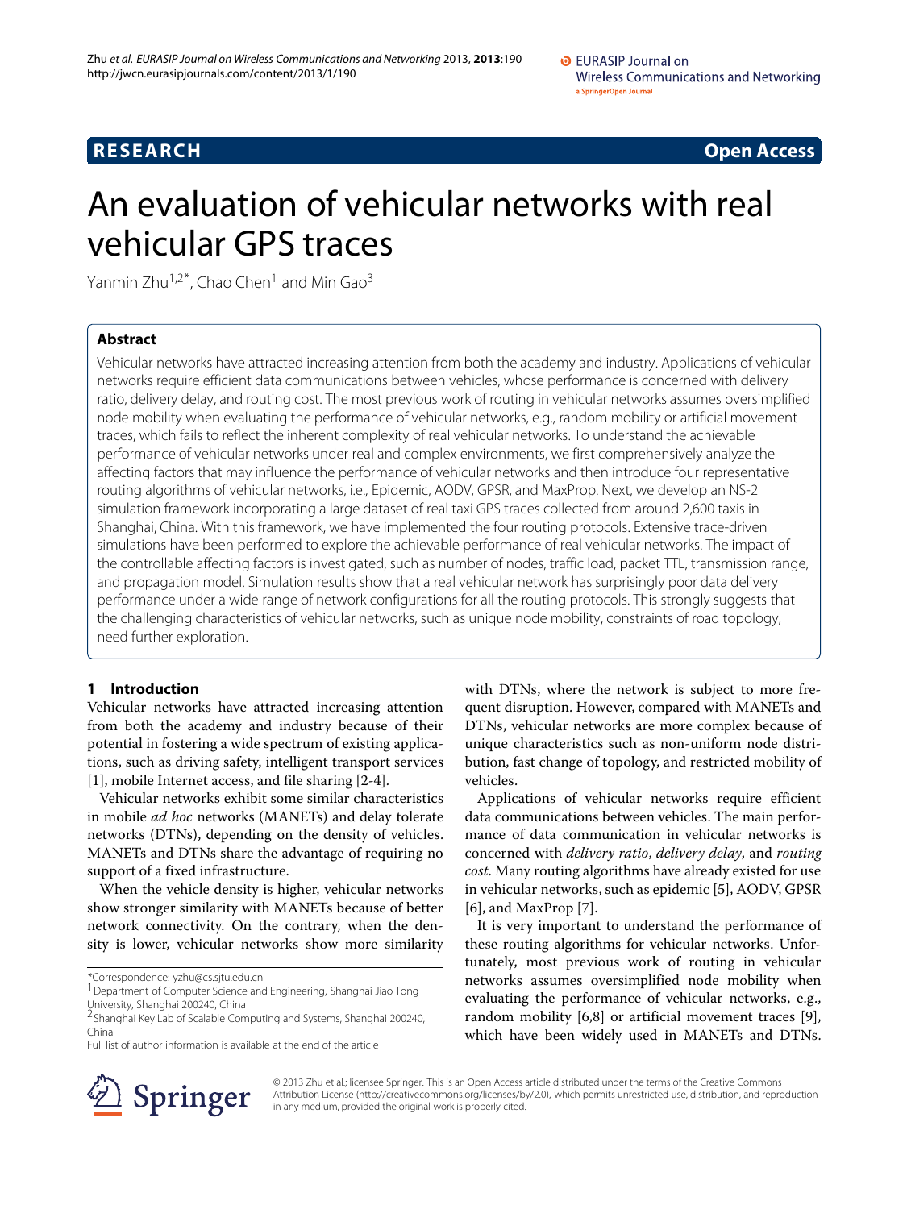**RESEARCH** **Open Access**

# An evaluation of vehicular networks with real vehicular GPS traces

Yanmin Zhu[1,2*], Chao Chen[1] and Min Gao[3]

## Abstract

Vehicular networks have attracted increasing attention from both the academy and industry. Applications of vehicular networks require efficient data communications between vehicles, whose performance is concerned with delivery ratio, delivery delay, and routing cost. The most previous work of routing in vehicular networks assumes oversimplified node mobility when evaluating the performance of vehicular networks, e.g., random mobility or artificial movement traces, which fails to reflect the inherent complexity of real vehicular networks. To understand the achievable performance of vehicular networks under real and complex environments, we first comprehensively analyze the affecting factors that may influence the performance of vehicular networks and then introduce four representative routing algorithms of vehicular networks, i.e., Epidemic, AODV, GPSR, and MaxProp. Next, we develop an NS-2 simulation framework incorporating a large dataset of real taxi GPS traces collected from around 2,600 taxis in Shanghai, China. With this framework, we have implemented the four routing protocols. Extensive trace-driven simulations have been performed to explore the achievable performance of real vehicular networks. The impact of the controllable affecting factors is investigated, such as number of nodes, traffic load, packet TTL, transmission range, and propagation model. Simulation results show that a real vehicular network has surprisingly poor data delivery performance under a wide range of network configurations for all the routing protocols. This strongly suggests that the challenging characteristics of vehicular networks, such as unique node mobility, constraints of road topology, need further exploration.

## 1 Introduction

Vehicular networks have attracted increasing attention from both the academy and industry because of their potential in fostering a wide spectrum of existing applications, such as driving safety, intelligent transport services [1], mobile Internet access, and file sharing [2-4].

Vehicular networks exhibit some similar characteristics in mobile *ad hoc* networks (MANETs) and delay tolerate networks (DTNs), depending on the density of vehicles. MANETs and DTNs share the advantage of requiring no support of a fixed infrastructure.

When the vehicle density is higher, vehicular networks show stronger similarity with MANETs because of better network connectivity. On the contrary, when the density is lower, vehicular networks show more similarity with DTNs, where the network is subject to more frequent disruption. However, compared with MANETs and DTNs, vehicular networks are more complex because of unique characteristics such as non-uniform node distribution, fast change of topology, and restricted mobility of vehicles.

Applications of vehicular networks require efficient data communications between vehicles. The main performance of data communication in vehicular networks is concerned with *delivery ratio*, *delivery delay*, and *routing cost*. Many routing algorithms have already existed for use in vehicular networks, such as epidemic [5], AODV, GPSR [6], and MaxProp [7].

It is very important to understand the performance of these routing algorithms for vehicular networks. Unfortunately, most previous work of routing in vehicular networks assumes oversimplified node mobility when evaluating the performance of vehicular networks, e.g., random mobility [6,8] or artificial movement traces [9], which have been widely used in MANETs and DTNs.

*Correspondence: yzhu@cs.sjtu.edu.cn
[1]Department of Computer Science and Engineering, Shanghai Jiao Tong University, Shanghai 200240, China
[2]Shanghai Key Lab of Scalable Computing and Systems, Shanghai 200240, China
Full list of author information is available at the end of the article

© 2013 Zhu et al.; licensee Springer. This is an Open Access article distributed under the terms of the Creative Commons Attribution License (http://creativecommons.org/licenses/by/2.0), which permits unrestricted use, distribution, and reproduction in any medium, provided the original work is properly cited.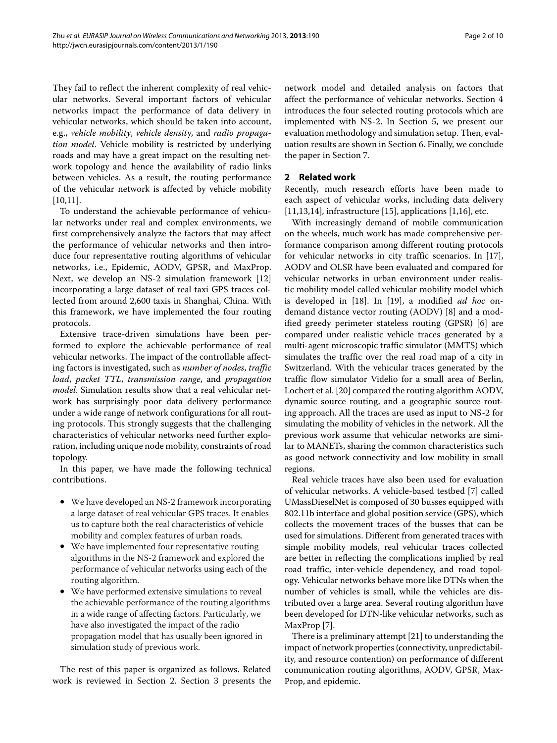They fail to reflect the inherent complexity of real vehicular networks. Several important factors of vehicular networks impact the performance of data delivery in vehicular networks, which should be taken into account, e.g., *vehicle mobility*, *vehicle density*, and *radio propagation model*. Vehicle mobility is restricted by underlying roads and may have a great impact on the resulting network topology and hence the availability of radio links between vehicles. As a result, the routing performance of the vehicular network is affected by vehicle mobility [10,11].

To understand the achievable performance of vehicular networks under real and complex environments, we first comprehensively analyze the factors that may affect the performance of vehicular networks and then introduce four representative routing algorithms of vehicular networks, i.e., Epidemic, GPSR, AODV, and MaxProp. Next, we develop an NS-2 simulation framework [12] incorporating a large dataset of real taxi GPS traces collected from around 2,600 taxis in Shanghai, China. With this framework, we have implemented the four routing protocols.

Extensive trace-driven simulations have been performed to explore the achievable performance of real vehicular networks. The impact of the controllable affecting factors is investigated, such as *number of nodes*, *traffic load*, *packet TTL*, *transmission range*, and *propagation model*. Simulation results show that a real vehicular network has surprisingly poor data delivery performance under a wide range of network configurations for all routing protocols. This strongly suggests that the challenging characteristics of vehicular networks need further exploration, including unique node mobility, constraints of road topology.

In this paper, we have made the following technical contributions.

- We have developed an NS-2 framework incorporating a large dataset of real vehicular GPS traces. It enables us to capture both the real characteristics of vehicle mobility and complex features of urban roads.
- We have implemented four representative routing algorithms in the NS-2 framework and explored the performance of vehicular networks using each of the routing algorithm.
- We have performed extensive simulations to reveal the achievable performance of the routing algorithms in a wide range of affecting factors. Particularly, we have also investigated the impact of the radio propagation model that has usually been ignored in simulation study of previous work.

The rest of this paper is organized as follows. Related work is reviewed in Section 2. Section 3 presents the network model and detailed analysis on factors that affect the performance of vehicular networks. Section 4 introduces the four selected routing protocols which are implemented with NS-2. In Section 5, we present our evaluation methodology and simulation setup. Then, evaluation results are shown in Section 6. Finally, we conclude the paper in Section 7.

## 2 Related work

Recently, much research efforts have been made to each aspect of vehicular works, including data delivery [11,13,14], infrastructure [15], applications [1,16], etc.

With increasingly demand of mobile communication on the wheels, much work has made comprehensive performance comparison among different routing protocols for vehicular networks in city traffic scenarios. In [17], AODV and OLSR have been evaluated and compared for vehicular networks in urban environment under realistic mobility model called vehicular mobility model which is developed in [18]. In [19], a modified *ad hoc* on-demand distance vector routing (AODV) [8] and a modified greedy perimeter stateless routing (GPSR) [6] are compared under realistic vehicle traces generated by a multi-agent microscopic traffic simulator (MMTS) which simulates the traffic over the real road map of a city in Switzerland. With the vehicular traces generated by the traffic flow simulator Videlio for a small area of Berlin, Lochert et al. [20] compared the routing algorithm AODV, dynamic source routing, and a geographic source routing approach. All the traces are used as input to NS-2 for simulating the mobility of vehicles in the network. All the previous work assume that vehicular networks are similar to MANETs, sharing the common characteristics such as good network connectivity and low mobility in small regions.

Real vehicle traces have also been used for evaluation of vehicular networks. A vehicle-based testbed [7] called UMassDieselNet is composed of 30 busses equipped with 802.11b interface and global position service (GPS), which collects the movement traces of the busses that can be used for simulations. Different from generated traces with simple mobility models, real vehicular traces collected are better in reflecting the complications implied by real road traffic, inter-vehicle dependency, and road topology. Vehicular networks behave more like DTNs when the number of vehicles is small, while the vehicles are distributed over a large area. Several routing algorithm have been developed for DTN-like vehicular networks, such as MaxProp [7].

There is a preliminary attempt [21] to understanding the impact of network properties (connectivity, unpredictability, and resource contention) on performance of different communication routing algorithms, AODV, GPSR, MaxProp, and epidemic.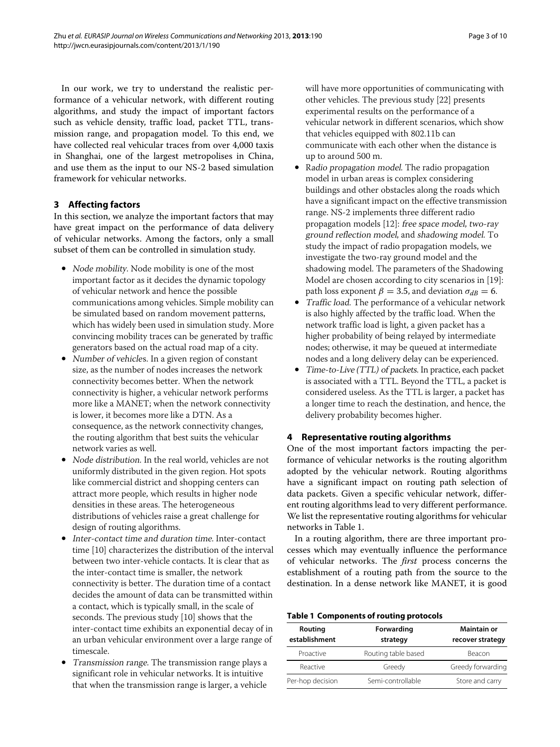In our work, we try to understand the realistic performance of a vehicular network, with different routing algorithms, and study the impact of important factors such as vehicle density, traffic load, packet TTL, transmission range, and propagation model. To this end, we have collected real vehicular traces from over 4,000 taxis in Shanghai, one of the largest metropolises in China, and use them as the input to our NS-2 based simulation framework for vehicular networks.

## 3 Affecting factors

In this section, we analyze the important factors that may have great impact on the performance of data delivery of vehicular networks. Among the factors, only a small subset of them can be controlled in simulation study.

- *Node mobility.* Node mobility is one of the most important factor as it decides the dynamic topology of vehicular network and hence the possible communications among vehicles. Simple mobility can be simulated based on random movement patterns, which has widely been used in simulation study. More convincing mobility traces can be generated by traffic generators based on the actual road map of a city.
- *Number of vehicles.* In a given region of constant size, as the number of nodes increases the network connectivity becomes better. When the network connectivity is higher, a vehicular network performs more like a MANET; when the network connectivity is lower, it becomes more like a DTN. As a consequence, as the network connectivity changes, the routing algorithm that best suits the vehicular network varies as well.
- *Node distribution.* In the real world, vehicles are not uniformly distributed in the given region. Hot spots like commercial district and shopping centers can attract more people, which results in higher node densities in these areas. The heterogeneous distributions of vehicles raise a great challenge for design of routing algorithms.
- *Inter-contact time and duration time.* Inter-contact time [10] characterizes the distribution of the interval between two inter-vehicle contacts. It is clear that as the inter-contact time is smaller, the network connectivity is better. The duration time of a contact decides the amount of data can be transmitted within a contact, which is typically small, in the scale of seconds. The previous study [10] shows that the inter-contact time exhibits an exponential decay of in an urban vehicular environment over a large range of timescale.
- *Transmission range.* The transmission range plays a significant role in vehicular networks. It is intuitive that when the transmission range is larger, a vehicle will have more opportunities of communicating with other vehicles. The previous study [22] presents experimental results on the performance of a vehicular network in different scenarios, which show that vehicles equipped with 802.11b can communicate with each other when the distance is up to around 500 m.
- *Radio propagation model.* The radio propagation model in urban areas is complex considering buildings and other obstacles along the roads which have a significant impact on the effective transmission range. NS-2 implements three different radio propagation models [12]: *free space model*, *two-ray ground reflection model*, and *shadowing model*. To study the impact of radio propagation models, we investigate the two-ray ground model and the shadowing model. The parameters of the Shadowing Model are chosen according to city scenarios in [19]: path loss exponent $\beta = 3.5$, and deviation $\sigma_{dB} = 6$.
- *Traffic load.* The performance of a vehicular network is also highly affected by the traffic load. When the network traffic load is light, a given packet has a higher probability of being relayed by intermediate nodes; otherwise, it may be queued at intermediate nodes and a long delivery delay can be experienced.
- *Time-to-Live (TTL) of packets.* In practice, each packet is associated with a TTL. Beyond the TTL, a packet is considered useless. As the TTL is larger, a packet has a longer time to reach the destination, and hence, the delivery probability becomes higher.

## 4 Representative routing algorithms

One of the most important factors impacting the performance of vehicular networks is the routing algorithm adopted by the vehicular network. Routing algorithms have a significant impact on routing path selection of data packets. Given a specific vehicular network, different routing algorithms lead to very different performance. We list the representative routing algorithms for vehicular networks in Table 1.

In a routing algorithm, there are three important processes which may eventually influence the performance of vehicular networks. The *first* process concerns the establishment of a routing path from the source to the destination. In a dense network like MANET, it is good

**Table 1 Components of routing protocols**

| Routing establishment | Forwarding strategy | Maintain or recover strategy |
|---|---|---|
| Proactive | Routing table based | Beacon |
| Reactive | Greedy | Greedy forwarding |
| Per-hop decision | Semi-controllable | Store and carry |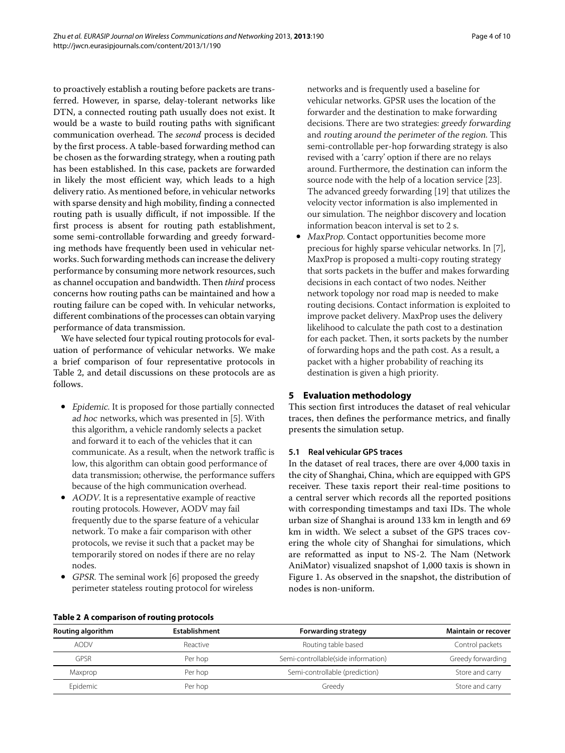to proactively establish a routing before packets are transferred. However, in sparse, delay-tolerant networks like DTN, a connected routing path usually does not exist. It would be a waste to build routing paths with significant communication overhead. The *second* process is decided by the first process. A table-based forwarding method can be chosen as the forwarding strategy, when a routing path has been established. In this case, packets are forwarded in likely the most efficient way, which leads to a high delivery ratio. As mentioned before, in vehicular networks with sparse density and high mobility, finding a connected routing path is usually difficult, if not impossible. If the first process is absent for routing path establishment, some semi-controllable forwarding and greedy forwarding methods have frequently been used in vehicular networks. Such forwarding methods can increase the delivery performance by consuming more network resources, such as channel occupation and bandwidth. Then *third* process concerns how routing paths can be maintained and how a routing failure can be coped with. In vehicular networks, different combinations of the processes can obtain varying performance of data transmission.

We have selected four typical routing protocols for evaluation of performance of vehicular networks. We make a brief comparison of four representative protocols in Table 2, and detail discussions on these protocols are as follows.

- *Epidemic.* It is proposed for those partially connected *ad hoc* networks, which was presented in [5]. With this algorithm, a vehicle randomly selects a packet and forward it to each of the vehicles that it can communicate. As a result, when the network traffic is low, this algorithm can obtain good performance of data transmission; otherwise, the performance suffers because of the high communication overhead.
- *AODV.* It is a representative example of reactive routing protocols. However, AODV may fail frequently due to the sparse feature of a vehicular network. To make a fair comparison with other protocols, we revise it such that a packet may be temporarily stored on nodes if there are no relay nodes.
- *GPSR.* The seminal work [6] proposed the greedy perimeter stateless routing protocol for wireless networks and is frequently used a baseline for vehicular networks. GPSR uses the location of the forwarder and the destination to make forwarding decisions. There are two strategies: *greedy forwarding* and *routing around the perimeter of the region*. This semi-controllable per-hop forwarding strategy is also revised with a 'carry' option if there are no relays around. Furthermore, the destination can inform the source node with the help of a location service [23]. The advanced greedy forwarding [19] that utilizes the velocity vector information is also implemented in our simulation. The neighbor discovery and location information beacon interval is set to 2 s.
- *MaxProp.* Contact opportunities become more precious for highly sparse vehicular networks. In [7], MaxProp is proposed a multi-copy routing strategy that sorts packets in the buffer and makes forwarding decisions in each contact of two nodes. Neither network topology nor road map is needed to make routing decisions. Contact information is exploited to improve packet delivery. MaxProp uses the delivery likelihood to calculate the path cost to a destination for each packet. Then, it sorts packets by the number of forwarding hops and the path cost. As a result, a packet with a higher probability of reaching its destination is given a high priority.

## 5 Evaluation methodology

This section first introduces the dataset of real vehicular traces, then defines the performance metrics, and finally presents the simulation setup.

### 5.1 Real vehicular GPS traces

In the dataset of real traces, there are over 4,000 taxis in the city of Shanghai, China, which are equipped with GPS receiver. These taxis report their real-time positions to a central server which records all the reported positions with corresponding timestamps and taxi IDs. The whole urban size of Shanghai is around 133 km in length and 69 km in width. We select a subset of the GPS traces covering the whole city of Shanghai for simulations, which are reformatted as input to NS-2. The Nam (Network AniMator) visualized snapshot of 1,000 taxis is shown in Figure 1. As observed in the snapshot, the distribution of nodes is non-uniform.

**Table 2 A comparison of routing protocols**

| Routing algorithm | Establishment | Forwarding strategy | Maintain or recover |
|---|---|---|---|
| AODV | Reactive | Routing table based | Control packets |
| GPSR | Per hop | Semi-controllable(side information) | Greedy forwarding |
| Maxprop | Per hop | Semi-controllable (prediction) | Store and carry |
| Epidemic | Per hop | Greedy | Store and carry |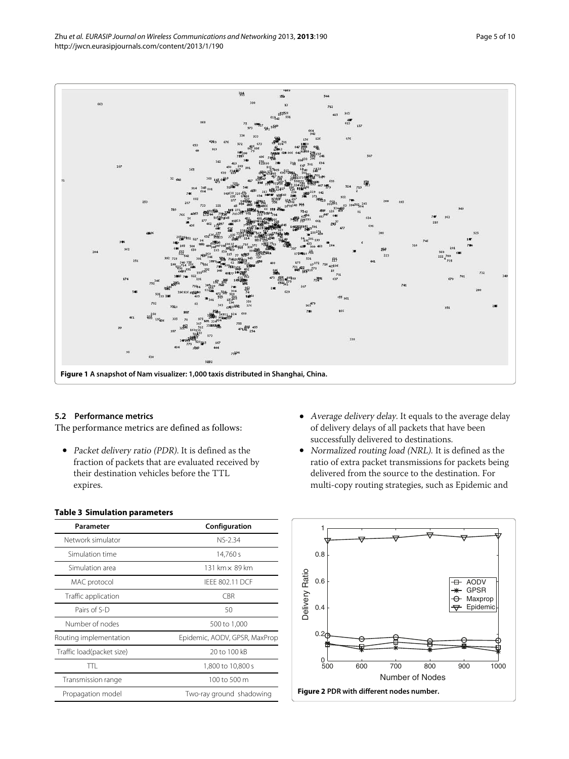**Figure 1 A snapshot of Nam visualizer: 1,000 taxis distributed in Shanghai, China.**

### 5.2 Performance metrics

The performance metrics are defined as follows:

- *Packet delivery ratio (PDR).* It is defined as the fraction of packets that are evaluated received by their destination vehicles before the TTL expires.
- *Average delivery delay.* It equals to the average delay of delivery delays of all packets that have been successfully delivered to destinations.
- *Normalized routing load (NRL).* It is defined as the ratio of extra packet transmissions for packets being delivered from the source to the destination. For multi-copy routing strategies, such as Epidemic and

**Table 3 Simulation parameters**

| Parameter | Configuration |
|---|---|
| Network simulator | NS-2.34 |
| Simulation time | 14,760 s |
| Simulation area | 131 km× 89 km |
| MAC protocol | IEEE 802.11 DCF |
| Traffic application | CBR |
| Pairs of S-D | 50 |
| Number of nodes | 500 to 1,000 |
| Routing implementation | Epidemic, AODV, GPSR, MaxProp |
| Traffic load(packet size) | 20 to 100 kB |
| TTL | 1,800 to 10,800 s |
| Transmission range | 100 to 500 m |
| Propagation model | Two-ray ground shadowing |

**Figure 2 PDR with different nodes number.**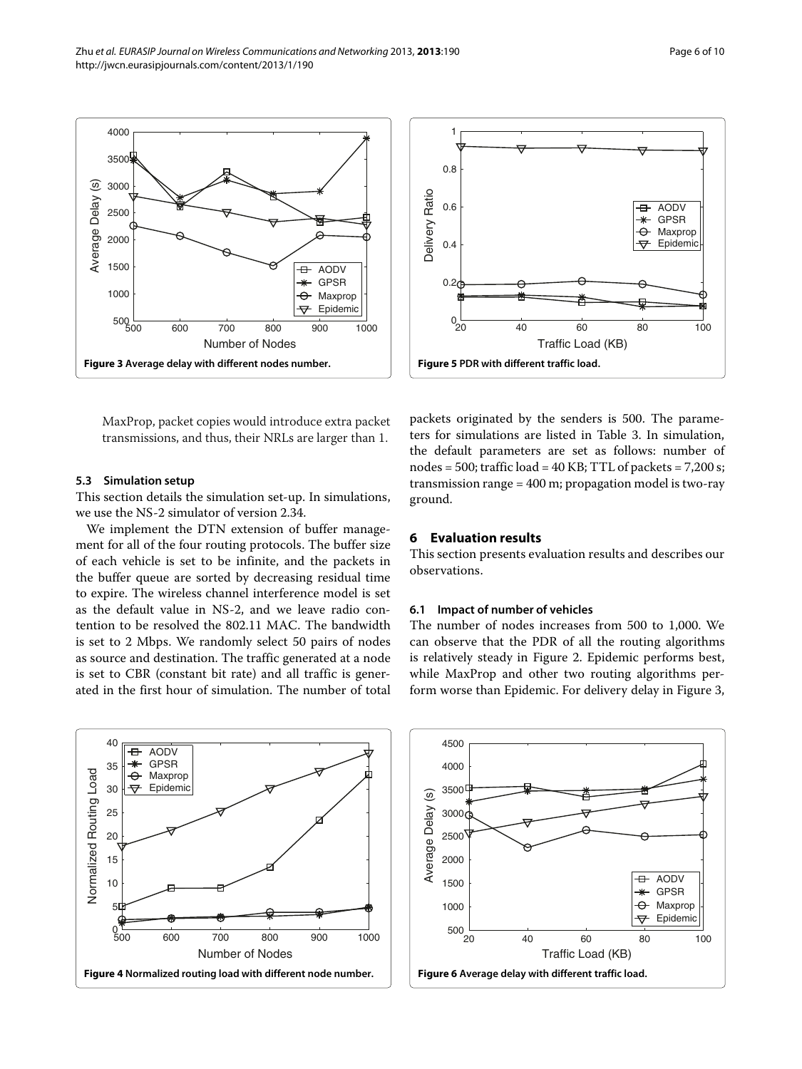Figure 3 Average delay with different nodes number.

Figure 5 PDR with different traffic load.

MaxProp, packet copies would introduce extra packet transmissions, and thus, their NRLs are larger than 1.

### 5.3 Simulation setup

This section details the simulation set-up. In simulations, we use the NS-2 simulator of version 2.34.

We implement the DTN extension of buffer management for all of the four routing protocols. The buffer size of each vehicle is set to be infinite, and the packets in the buffer queue are sorted by decreasing residual time to expire. The wireless channel interference model is set as the default value in NS-2, and we leave radio contention to be resolved the 802.11 MAC. The bandwidth is set to 2 Mbps. We randomly select 50 pairs of nodes as source and destination. The traffic generated at a node is set to CBR (constant bit rate) and all traffic is generated in the first hour of simulation. The number of total packets originated by the senders is 500. The parameters for simulations are listed in Table 3. In simulation, the default parameters are set as follows: number of nodes = 500; traffic load = 40 KB; TTL of packets = 7,200 s; transmission range = 400 m; propagation model is two-ray ground.

## 6 Evaluation results

This section presents evaluation results and describes our observations.

### 6.1 Impact of number of vehicles

The number of nodes increases from 500 to 1,000. We can observe that the PDR of all the routing algorithms is relatively steady in Figure 2. Epidemic performs best, while MaxProp and other two routing algorithms perform worse than Epidemic. For delivery delay in Figure 3,

Figure 4 Normalized routing load with different node number.

Figure 6 Average delay with different traffic load.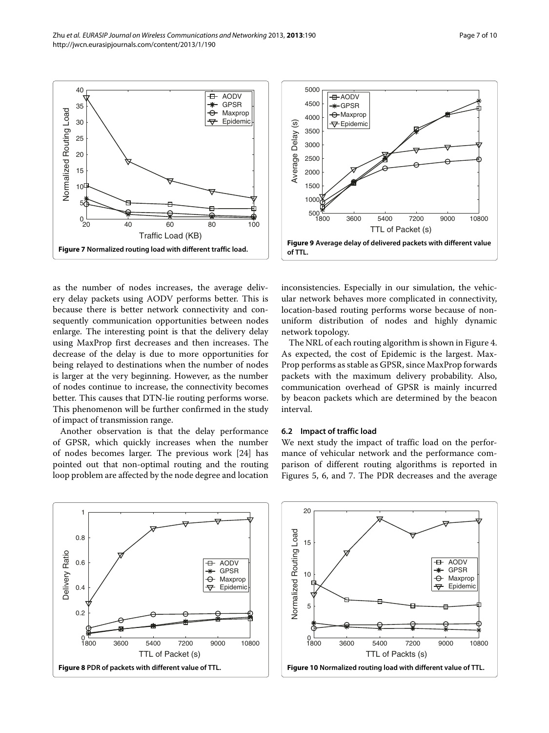Figure 7 Normalized routing load with different traffic load.

Figure 9 Average delay of delivered packets with different value of TTL.

as the number of nodes increases, the average delivery delay packets using AODV performs better. This is because there is better network connectivity and consequently communication opportunities between nodes enlarge. The interesting point is that the delivery delay using MaxProp first decreases and then increases. The decrease of the delay is due to more opportunities for being relayed to destinations when the number of nodes is larger at the very beginning. However, as the number of nodes continue to increase, the connectivity becomes better. This causes that DTN-lie routing performs worse. This phenomenon will be further confirmed in the study of impact of transmission range.

Another observation is that the delay performance of GPSR, which quickly increases when the number of nodes becomes larger. The previous work [24] has pointed out that non-optimal routing and the routing loop problem are affected by the node degree and location inconsistencies. Especially in our simulation, the vehicular network behaves more complicated in connectivity, location-based routing performs worse because of non-uniform distribution of nodes and highly dynamic network topology.

The NRL of each routing algorithm is shown in Figure 4. As expected, the cost of Epidemic is the largest. MaxProp performs as stable as GPSR, since MaxProp forwards packets with the maximum delivery probability. Also, communication overhead of GPSR is mainly incurred by beacon packets which are determined by the beacon interval.

### 6.2 Impact of traffic load

We next study the impact of traffic load on the performance of vehicular network and the performance comparison of different routing algorithms is reported in Figures 5, 6, and 7. The PDR decreases and the average

Figure 8 PDR of packets with different value of TTL.

Figure 10 Normalized routing load with different value of TTL.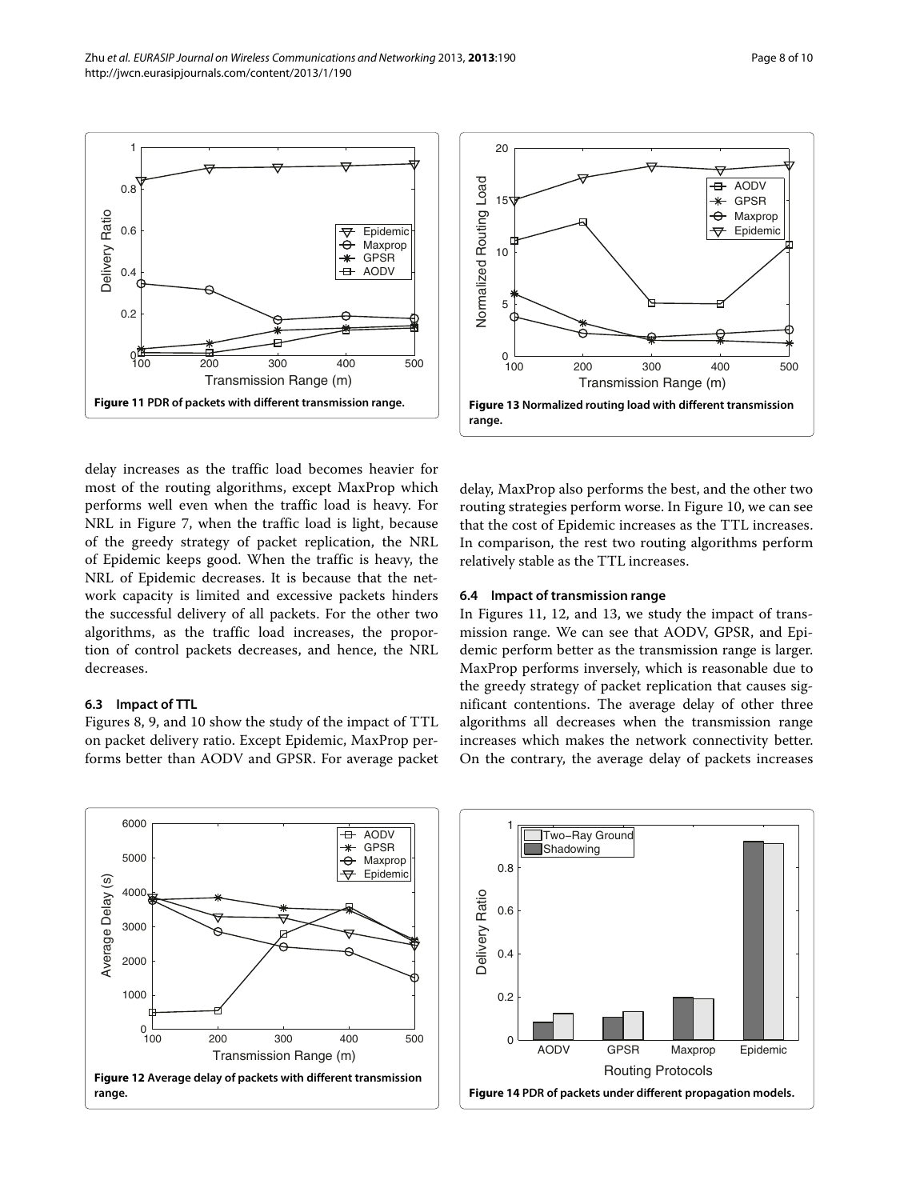Figure 11 PDR of packets with different transmission range.

Figure 13 Normalized routing load with different transmission range.

delay increases as the traffic load becomes heavier for most of the routing algorithms, except MaxProp which performs well even when the traffic load is heavy. For NRL in Figure 7, when the traffic load is light, because of the greedy strategy of packet replication, the NRL of Epidemic keeps good. When the traffic is heavy, the NRL of Epidemic decreases. It is because that the network capacity is limited and excessive packets hinders the successful delivery of all packets. For the other two algorithms, as the traffic load increases, the proportion of control packets decreases, and hence, the NRL decreases.

### 6.3 Impact of TTL

Figures 8, 9, and 10 show the study of the impact of TTL on packet delivery ratio. Except Epidemic, MaxProp performs better than AODV and GPSR. For average packet delay, MaxProp also performs the best, and the other two routing strategies perform worse. In Figure 10, we can see that the cost of Epidemic increases as the TTL increases. In comparison, the rest two routing algorithms perform relatively stable as the TTL increases.

### 6.4 Impact of transmission range

In Figures 11, 12, and 13, we study the impact of transmission range. We can see that AODV, GPSR, and Epidemic perform better as the transmission range is larger. MaxProp performs inversely, which is reasonable due to the greedy strategy of packet replication that causes significant contentions. The average delay of other three algorithms all decreases when the transmission range increases which makes the network connectivity better. On the contrary, the average delay of packets increases

Figure 12 Average delay of packets with different transmission range.

Figure 14 PDR of packets under different propagation models.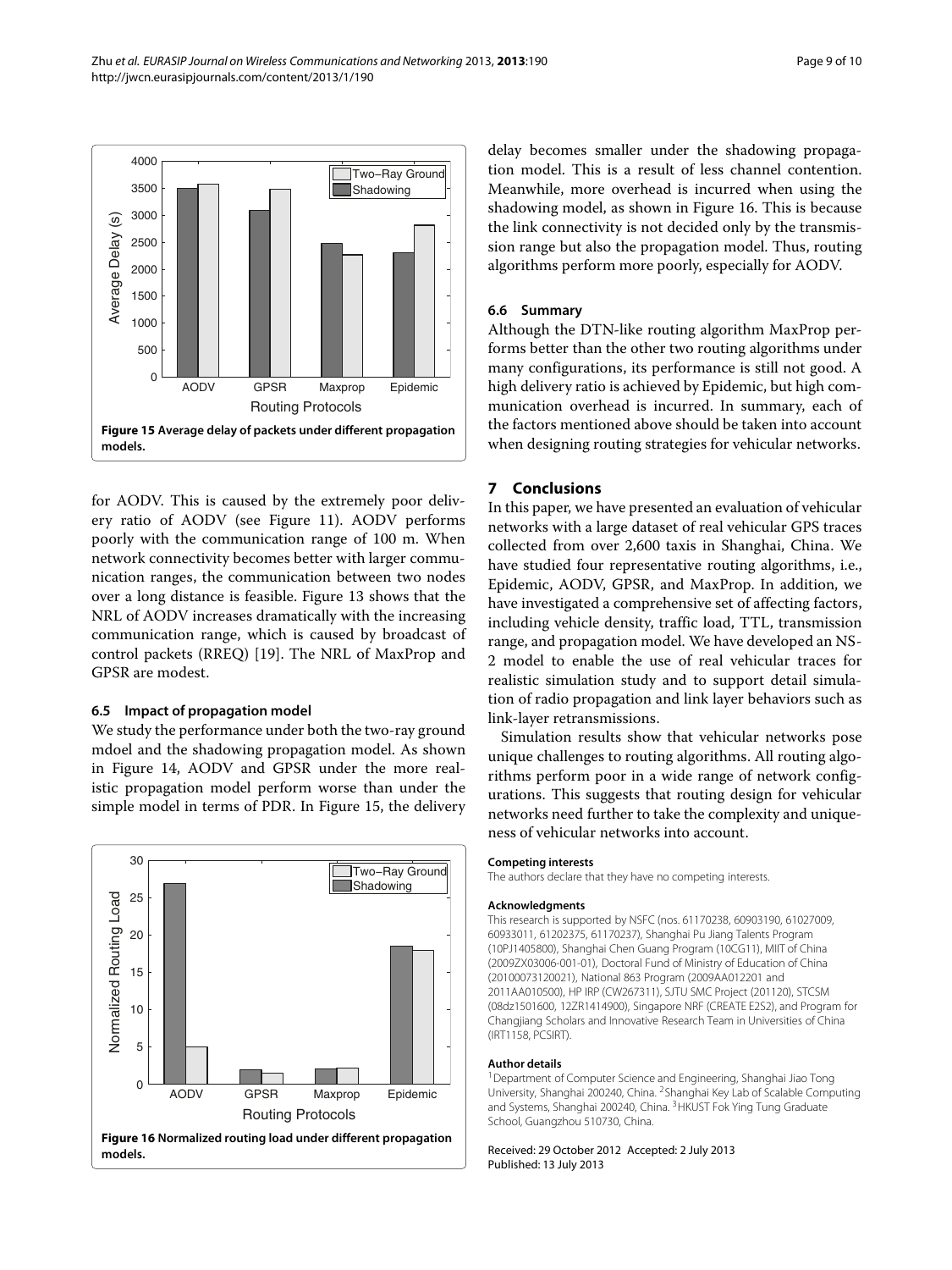**Figure 15 Average delay of packets under different propagation models.**

for AODV. This is caused by the extremely poor delivery ratio of AODV (see Figure 11). AODV performs poorly with the communication range of 100 m. When network connectivity becomes better with larger communication ranges, the communication between two nodes over a long distance is feasible. Figure 13 shows that the NRL of AODV increases dramatically with the increasing communication range, which is caused by broadcast of control packets (RREQ) [19]. The NRL of MaxProp and GPSR are modest.

### 6.5 Impact of propagation model

We study the performance under both the two-ray ground mdoel and the shadowing propagation model. As shown in Figure 14, AODV and GPSR under the more realistic propagation model perform worse than under the simple model in terms of PDR. In Figure 15, the delivery delay becomes smaller under the shadowing propagation model. This is a result of less channel contention. Meanwhile, more overhead is incurred when using the shadowing model, as shown in Figure 16. This is because the link connectivity is not decided only by the transmission range but also the propagation model. Thus, routing algorithms perform more poorly, especially for AODV.

**Figure 16 Normalized routing load under different propagation models.**

### 6.6 Summary

Although the DTN-like routing algorithm MaxProp performs better than the other two routing algorithms under many configurations, its performance is still not good. A high delivery ratio is achieved by Epidemic, but high communication overhead is incurred. In summary, each of the factors mentioned above should be taken into account when designing routing strategies for vehicular networks.

## 7 Conclusions

In this paper, we have presented an evaluation of vehicular networks with a large dataset of real vehicular GPS traces collected from over 2,600 taxis in Shanghai, China. We have studied four representative routing algorithms, i.e., Epidemic, AODV, GPSR, and MaxProp. In addition, we have investigated a comprehensive set of affecting factors, including vehicle density, traffic load, TTL, transmission range, and propagation model. We have developed an NS-2 model to enable the use of real vehicular traces for realistic simulation study and to support detail simulation of radio propagation and link layer behaviors such as link-layer retransmissions.

Simulation results show that vehicular networks pose unique challenges to routing algorithms. All routing algorithms perform poor in a wide range of network configurations. This suggests that routing design for vehicular networks need further to take the complexity and uniqueness of vehicular networks into account.

#### Competing interests

The authors declare that they have no competing interests.

#### Acknowledgments

This research is supported by NSFC (nos. 61170238, 60903190, 61027009, 60933011, 61202375, 61170237), Shanghai Pu Jiang Talents Program (10PJ1405800), Shanghai Chen Guang Program (10CG11), MIIT of China (2009ZX03006-001-01), Doctoral Fund of Ministry of Education of China (20100073120021), National 863 Program (2009AA012201 and 2011AA010500), HP IRP (CW267311), SJTU SMC Project (201120), STCSM (08dz1501600, 12ZR1414900), Singapore NRF (CREATE E2S2), and Program for Changjiang Scholars and Innovative Research Team in Universities of China (IRT1158, PCSIRT).

#### Author details

[1]Department of Computer Science and Engineering, Shanghai Jiao Tong University, Shanghai 200240, China. [2]Shanghai Key Lab of Scalable Computing and Systems, Shanghai 200240, China. [3]HKUST Fok Ying Tung Graduate School, Guangzhou 510730, China.

Received: 29 October 2012 Accepted: 2 July 2013
Published: 13 July 2013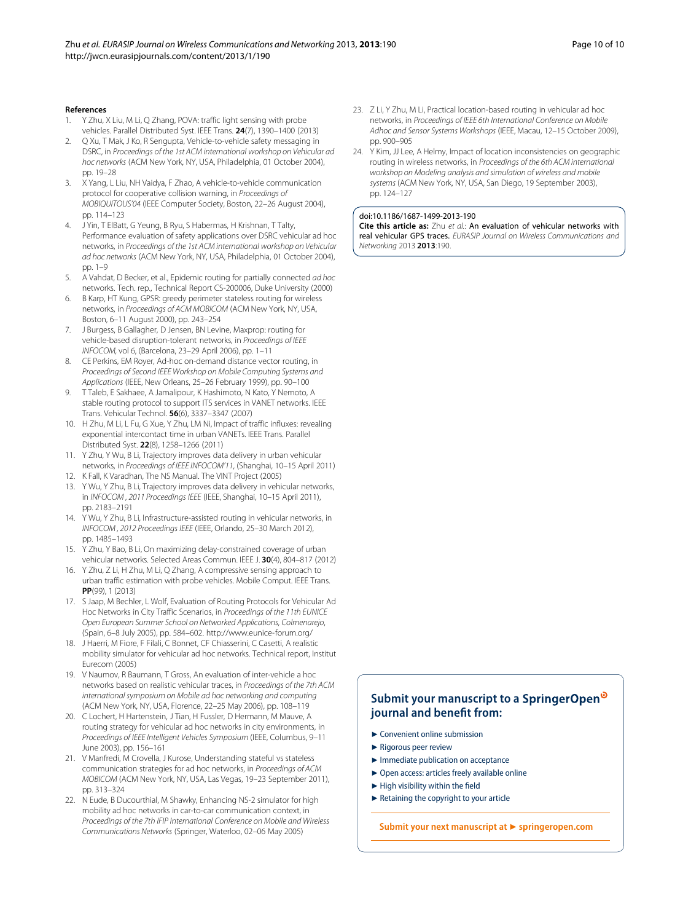### References

1. Y Zhu, X Liu, M Li, Q Zhang, POVA: traffic light sensing with probe vehicles. Parallel Distributed Syst. IEEE Trans. **24**(7), 1390–1400 (2013)
2. Q Xu, T Mak, J Ko, R Sengupta, Vehicle-to-vehicle safety messaging in DSRC, in *Proceedings of the 1st ACM international workshop on Vehicular ad hoc networks* (ACM New York, NY, USA, Philadelphia, 01 October 2004), pp. 19–28
3. X Yang, L Liu, NH Vaidya, F Zhao, A vehicle-to-vehicle communication protocol for cooperative collision warning, in *Proceedings of MOBIQUITOUS'04* (IEEE Computer Society, Boston, 22–26 August 2004), pp. 114–123
4. J Yin, T ElBatt, G Yeung, B Ryu, S Habermas, H Krishnan, T Talty, Performance evaluation of safety applications over DSRC vehicular ad hoc networks, in *Proceedings of the 1st ACM international workshop on Vehicular ad hoc networks* (ACM New York, NY, USA, Philadelphia, 01 October 2004), pp. 1–9
5. A Vahdat, D Becker, et al., Epidemic routing for partially connected *ad hoc* networks. Tech. rep., Technical Report CS-200006, Duke University (2000)
6. B Karp, HT Kung, GPSR: greedy perimeter stateless routing for wireless networks, in *Proceedings of ACM MOBICOM* (ACM New York, NY, USA, Boston, 6–11 August 2000), pp. 243–254
7. J Burgess, B Gallagher, D Jensen, BN Levine, Maxprop: routing for vehicle-based disruption-tolerant networks, in *Proceedings of IEEE INFOCOM*, vol 6, (Barcelona, 23–29 April 2006), pp. 1–11
8. CE Perkins, EM Royer, Ad-hoc on-demand distance vector routing, in *Proceedings of Second IEEE Workshop on Mobile Computing Systems and Applications* (IEEE, New Orleans, 25–26 February 1999), pp. 90–100
9. T Taleb, E Sakhaee, A Jamalipour, K Hashimoto, N Kato, Y Nemoto, A stable routing protocol to support ITS services in VANET networks. IEEE Trans. Vehicular Technol. **56**(6), 3337–3347 (2007)
10. H Zhu, M Li, L Fu, G Xue, Y Zhu, LM Ni, Impact of traffic influxes: revealing exponential intercontact time in urban VANETs. IEEE Trans. Parallel Distributed Syst. **22**(8), 1258–1266 (2011)
11. Y Zhu, Y Wu, B Li, Trajectory improves data delivery in urban vehicular networks, in *Proceedings of IEEE INFOCOM'11*, (Shanghai, 10–15 April 2011)
12. K Fall, K Varadhan, The NS Manual. The VINT Project (2005)
13. Y Wu, Y Zhu, B Li, Trajectory improves data delivery in vehicular networks, in *INFOCOM , 2011 Proceedings IEEE* (IEEE, Shanghai, 10–15 April 2011), pp. 2183–2191
14. Y Wu, Y Zhu, B Li, Infrastructure-assisted routing in vehicular networks, in *INFOCOM , 2012 Proceedings IEEE* (IEEE, Orlando, 25–30 March 2012), pp. 1485–1493
15. Y Zhu, Y Bao, B Li, On maximizing delay-constrained coverage of urban vehicular networks. Selected Areas Commun. IEEE J. **30**(4), 804–817 (2012)
16. Y Zhu, Z Li, H Zhu, M Li, Q Zhang, A compressive sensing approach to urban traffic estimation with probe vehicles. Mobile Comput. IEEE Trans. **PP**(99), 1 (2013)
17. S Jaap, M Bechler, L Wolf, Evaluation of Routing Protocols for Vehicular Ad Hoc Networks in City Traffic Scenarios, in *Proceedings of the 11th EUNICE Open European Summer School on Networked Applications, Colmenarejo*, (Spain, 6–8 July 2005), pp. 584–602. http://www.eunice-forum.org/
18. J Haerri, M Fiore, F Filali, C Bonnet, CF Chiasserini, C Casetti, A realistic mobility simulator for vehicular ad hoc networks. Technical report, Institut Eurecom (2005)
19. V Naumov, R Baumann, T Gross, An evaluation of inter-vehicle a hoc networks based on realistic vehicular traces, in *Proceedings of the 7th ACM international symposium on Mobile ad hoc networking and computing* (ACM New York, NY, USA, Florence, 22–25 May 2006), pp. 108–119
20. C Lochert, H Hartenstein, J Tian, H Fussler, D Hermann, M Mauve, A routing strategy for vehicular ad hoc networks in city environments, in *Proceedings of IEEE Intelligent Vehicles Symposium* (IEEE, Columbus, 9–11 June 2003), pp. 156–161
21. V Manfredi, M Crovella, J Kurose, Understanding stateful vs stateless communication strategies for ad hoc networks, in *Proceedings of ACM MOBICOM* (ACM New York, NY, USA, Las Vegas, 19–23 September 2011), pp. 313–324
22. N Eude, B Ducourthial, M Shawky, Enhancing NS-2 simulator for high mobility ad hoc networks in car-to-car communication context, in *Proceedings of the 7th IFIP International Conference on Mobile and Wireless Communications Networks* (Springer, Waterloo, 02–06 May 2005)
23. Z Li, Y Zhu, M Li, Practical location-based routing in vehicular ad hoc networks, in *Proceedings of IEEE 6th International Conference on Mobile Adhoc and Sensor Systems Workshops* (IEEE, Macau, 12–15 October 2009), pp. 900–905
24. Y Kim, JJ Lee, A Helmy, Impact of location inconsistencies on geographic routing in wireless networks, in *Proceedings of the 6th ACM international workshop on Modeling analysis and simulation of wireless and mobile systems* (ACM New York, NY, USA, San Diego, 19 September 2003), pp. 124–127

doi:10.1186/1687-1499-2013-190

**Cite this article as:** Zhu *et al.*: An evaluation of vehicular networks with real vehicular GPS traces. *EURASIP Journal on Wireless Communications and Networking* 2013 **2013**:190.

**Submit your manuscript to a SpringerOpen journal and benefit from:**

- ► Convenient online submission
- ► Rigorous peer review
- ► Immediate publication on acceptance
- ► Open access: articles freely available online
- ► High visibility within the field
- ► Retaining the copyright to your article

**Submit your next manuscript at ► springeropen.com**